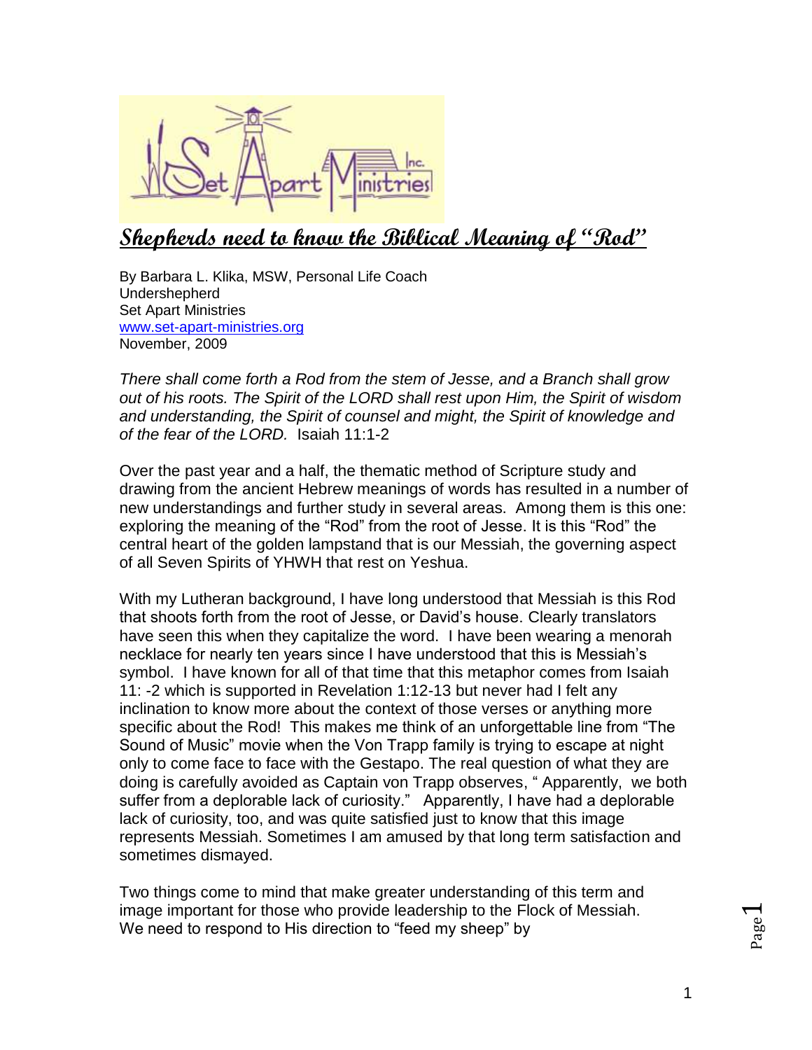# Shepherds need to know the Biblical Meaning of "Rod"

By Barbara L. Klika, MSW, Personal Life Coach
Undershepherd
Set Apart Ministries
www.set-apart-ministries.org
November, 2009

*There shall come forth a Rod from the stem of Jesse, and a Branch shall grow out of his roots. The Spirit of the LORD shall rest upon Him, the Spirit of wisdom and understanding, the Spirit of counsel and might, the Spirit of knowledge and of the fear of the LORD.* Isaiah 11:1-2

Over the past year and a half, the thematic method of Scripture study and drawing from the ancient Hebrew meanings of words has resulted in a number of new understandings and further study in several areas. Among them is this one: exploring the meaning of the "Rod" from the root of Jesse. It is this "Rod" the central heart of the golden lampstand that is our Messiah, the governing aspect of all Seven Spirits of YHWH that rest on Yeshua.

With my Lutheran background, I have long understood that Messiah is this Rod that shoots forth from the root of Jesse, or David's house. Clearly translators have seen this when they capitalize the word. I have been wearing a menorah necklace for nearly ten years since I have understood that this is Messiah's symbol. I have known for all of that time that this metaphor comes from Isaiah 11: -2 which is supported in Revelation 1:12-13 but never had I felt any inclination to know more about the context of those verses or anything more specific about the Rod! This makes me think of an unforgettable line from "The Sound of Music" movie when the Von Trapp family is trying to escape at night only to come face to face with the Gestapo. The real question of what they are doing is carefully avoided as Captain von Trapp observes, " Apparently, we both suffer from a deplorable lack of curiosity." Apparently, I have had a deplorable lack of curiosity, too, and was quite satisfied just to know that this image represents Messiah. Sometimes I am amused by that long term satisfaction and sometimes dismayed.

Two things come to mind that make greater understanding of this term and image important for those who provide leadership to the Flock of Messiah. We need to respond to His direction to "feed my sheep" by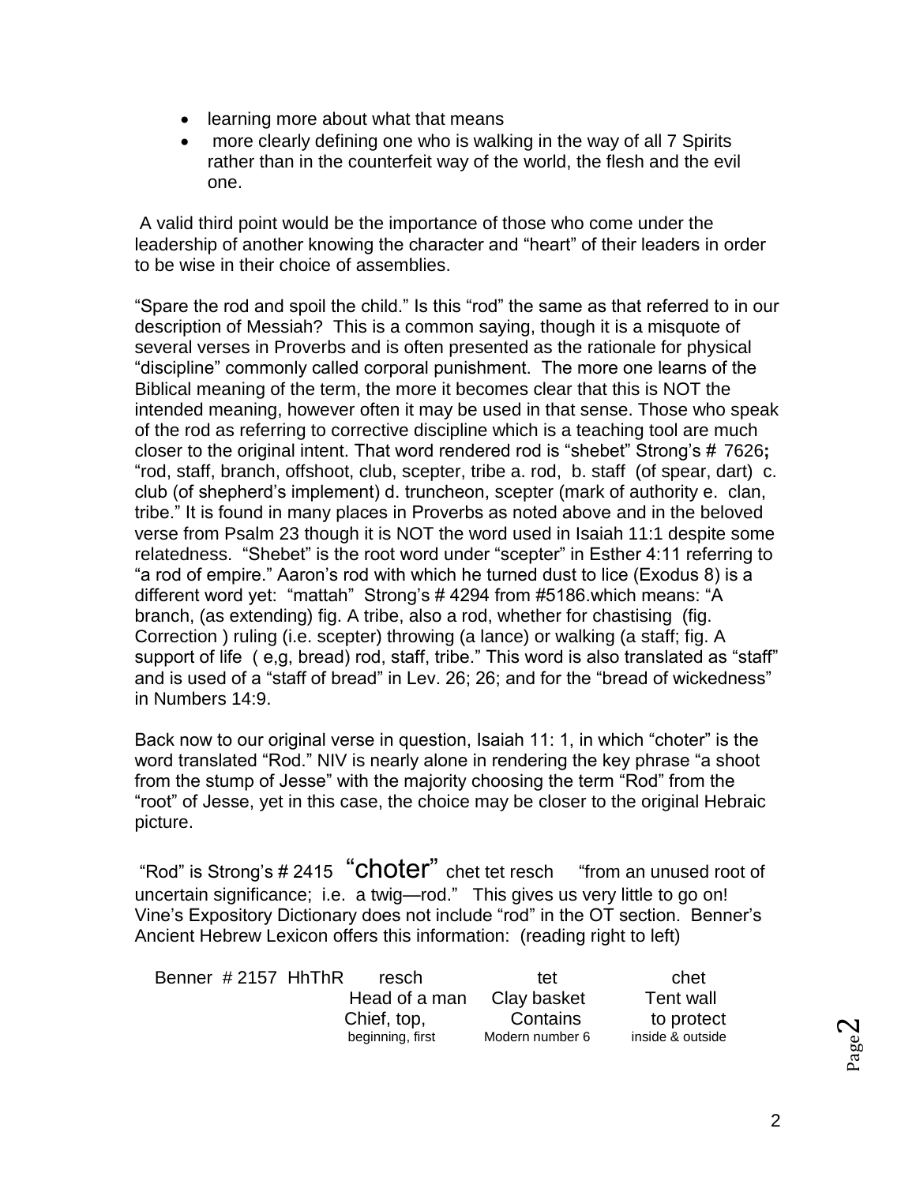- learning more about what that means
- more clearly defining one who is walking in the way of all 7 Spirits rather than in the counterfeit way of the world, the flesh and the evil one.

A valid third point would be the importance of those who come under the leadership of another knowing the character and "heart" of their leaders in order to be wise in their choice of assemblies.

"Spare the rod and spoil the child." Is this "rod" the same as that referred to in our description of Messiah? This is a common saying, though it is a misquote of several verses in Proverbs and is often presented as the rationale for physical "discipline" commonly called corporal punishment. The more one learns of the Biblical meaning of the term, the more it becomes clear that this is NOT the intended meaning, however often it may be used in that sense. Those who speak of the rod as referring to corrective discipline which is a teaching tool are much closer to the original intent. That word rendered rod is "shebet" Strong's # 7626**;** "rod, staff, branch, offshoot, club, scepter, tribe a. rod, b. staff (of spear, dart) c. club (of shepherd's implement) d. truncheon, scepter (mark of authority e. clan, tribe." It is found in many places in Proverbs as noted above and in the beloved verse from Psalm 23 though it is NOT the word used in Isaiah 11:1 despite some relatedness. "Shebet" is the root word under "scepter" in Esther 4:11 referring to "a rod of empire." Aaron's rod with which he turned dust to lice (Exodus 8) is a different word yet: "mattah" Strong's # 4294 from #5186.which means: "A branch, (as extending) fig. A tribe, also a rod, whether for chastising (fig. Correction ) ruling (i.e. scepter) throwing (a lance) or walking (a staff; fig. A support of life ( e,g, bread) rod, staff, tribe." This word is also translated as "staff" and is used of a "staff of bread" in Lev. 26; 26; and for the "bread of wickedness" in Numbers 14:9.

Back now to our original verse in question, Isaiah 11: 1, in which "choter" is the word translated "Rod." NIV is nearly alone in rendering the key phrase "a shoot from the stump of Jesse" with the majority choosing the term "Rod" from the "root" of Jesse, yet in this case, the choice may be closer to the original Hebraic picture.

"Rod" is Strong's # 2415 "choter" chet tet resch "from an unused root of uncertain significance; i.e. a twig—rod." This gives us very little to go on! Vine's Expository Dictionary does not include "rod" in the OT section. Benner's Ancient Hebrew Lexicon offers this information: (reading right to left)

| Benner # 2157 HhThR | resch | tet | chet |
|---|---|---|---|
| | Head of a man | Clay basket | Tent wall |
| | Chief, top, | Contains | to protect |
| | beginning, first | Modern number 6 | inside & outside |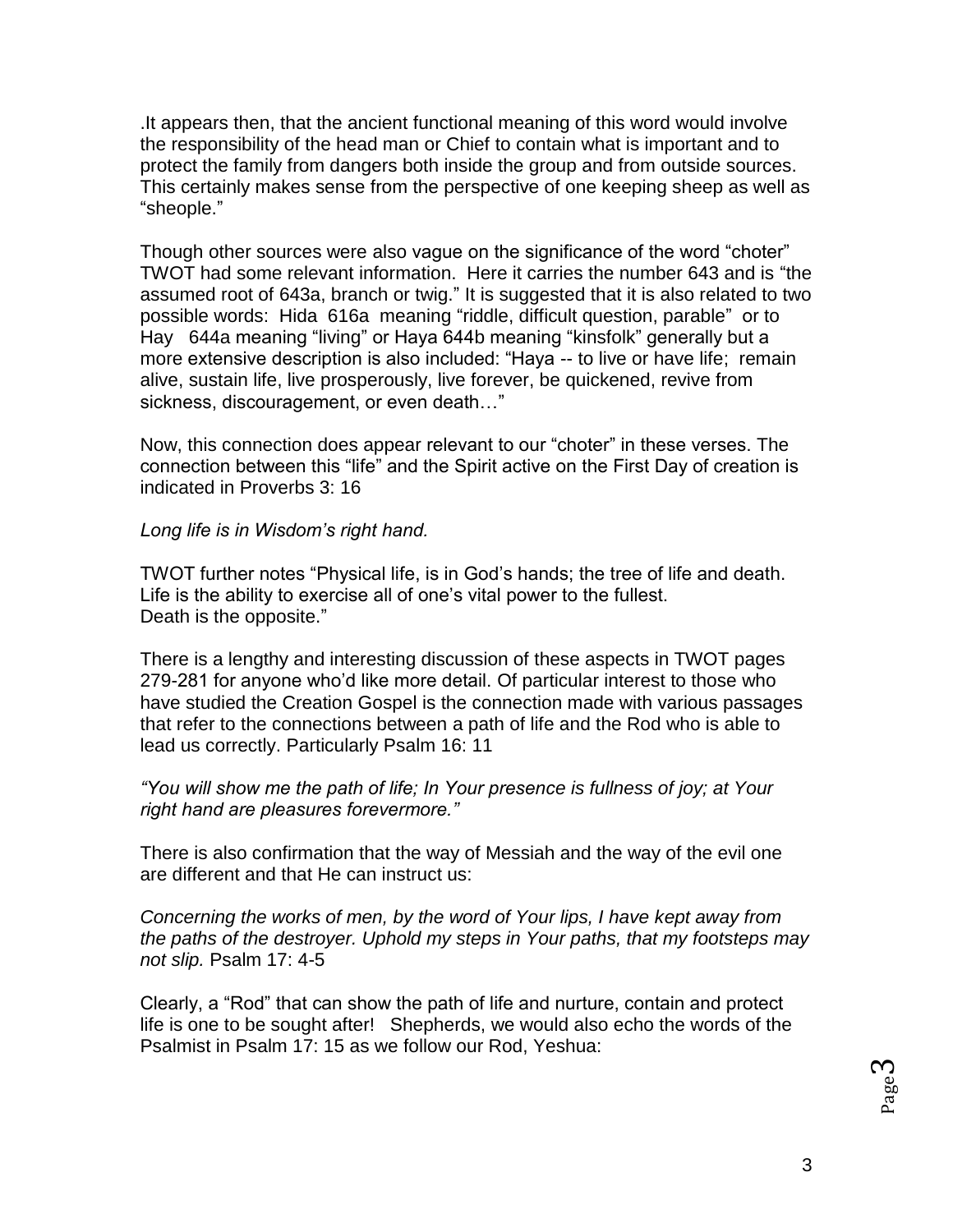.It appears then, that the ancient functional meaning of this word would involve the responsibility of the head man or Chief to contain what is important and to protect the family from dangers both inside the group and from outside sources. This certainly makes sense from the perspective of one keeping sheep as well as "sheople."

Though other sources were also vague on the significance of the word "choter" TWOT had some relevant information. Here it carries the number 643 and is "the assumed root of 643a, branch or twig." It is suggested that it is also related to two possible words: Hida 616a meaning "riddle, difficult question, parable" or to Hay 644a meaning "living" or Haya 644b meaning "kinsfolk" generally but a more extensive description is also included: "Haya -- to live or have life; remain alive, sustain life, live prosperously, live forever, be quickened, revive from sickness, discouragement, or even death…"

Now, this connection does appear relevant to our "choter" in these verses. The connection between this "life" and the Spirit active on the First Day of creation is indicated in Proverbs 3: 16

*Long life is in Wisdom's right hand.*

TWOT further notes "Physical life, is in God's hands; the tree of life and death. Life is the ability to exercise all of one's vital power to the fullest. Death is the opposite."

There is a lengthy and interesting discussion of these aspects in TWOT pages 279-281 for anyone who'd like more detail. Of particular interest to those who have studied the Creation Gospel is the connection made with various passages that refer to the connections between a path of life and the Rod who is able to lead us correctly. Particularly Psalm 16: 11

*"You will show me the path of life; In Your presence is fullness of joy; at Your right hand are pleasures forevermore."*

There is also confirmation that the way of Messiah and the way of the evil one are different and that He can instruct us:

*Concerning the works of men, by the word of Your lips, I have kept away from the paths of the destroyer. Uphold my steps in Your paths, that my footsteps may not slip.* Psalm 17: 4-5

Clearly, a "Rod" that can show the path of life and nurture, contain and protect life is one to be sought after! Shepherds, we would also echo the words of the Psalmist in Psalm 17: 15 as we follow our Rod, Yeshua: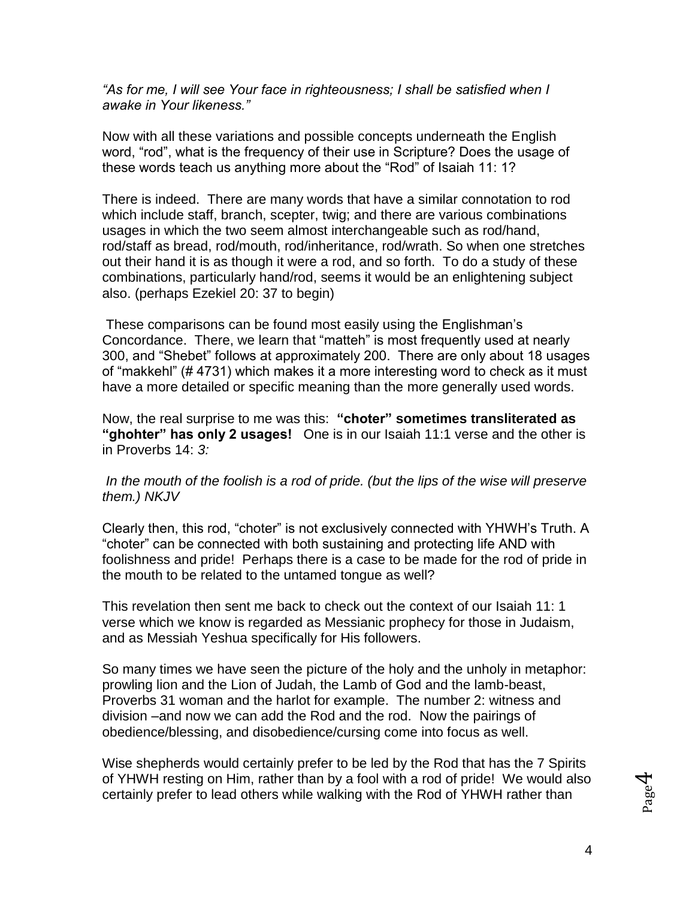*"As for me, I will see Your face in righteousness; I shall be satisfied when I awake in Your likeness."*

Now with all these variations and possible concepts underneath the English word, "rod", what is the frequency of their use in Scripture? Does the usage of these words teach us anything more about the "Rod" of Isaiah 11: 1?

There is indeed. There are many words that have a similar connotation to rod which include staff, branch, scepter, twig; and there are various combinations usages in which the two seem almost interchangeable such as rod/hand, rod/staff as bread, rod/mouth, rod/inheritance, rod/wrath. So when one stretches out their hand it is as though it were a rod, and so forth. To do a study of these combinations, particularly hand/rod, seems it would be an enlightening subject also. (perhaps Ezekiel 20: 37 to begin)

These comparisons can be found most easily using the Englishman's Concordance. There, we learn that "matteh" is most frequently used at nearly 300, and "Shebet" follows at approximately 200. There are only about 18 usages of "makkehl" (# 4731) which makes it a more interesting word to check as it must have a more detailed or specific meaning than the more generally used words.

Now, the real surprise to me was this: **"choter" sometimes transliterated as "ghohter" has only 2 usages!** One is in our Isaiah 11:1 verse and the other is in Proverbs 14: *3:*

*In the mouth of the foolish is a rod of pride. (but the lips of the wise will preserve them.) NKJV*

Clearly then, this rod, "choter" is not exclusively connected with YHWH's Truth. A "choter" can be connected with both sustaining and protecting life AND with foolishness and pride! Perhaps there is a case to be made for the rod of pride in the mouth to be related to the untamed tongue as well?

This revelation then sent me back to check out the context of our Isaiah 11: 1 verse which we know is regarded as Messianic prophecy for those in Judaism, and as Messiah Yeshua specifically for His followers.

So many times we have seen the picture of the holy and the unholy in metaphor: prowling lion and the Lion of Judah, the Lamb of God and the lamb-beast, Proverbs 31 woman and the harlot for example. The number 2: witness and division –and now we can add the Rod and the rod. Now the pairings of obedience/blessing, and disobedience/cursing come into focus as well.

Wise shepherds would certainly prefer to be led by the Rod that has the 7 Spirits of YHWH resting on Him, rather than by a fool with a rod of pride! We would also certainly prefer to lead others while walking with the Rod of YHWH rather than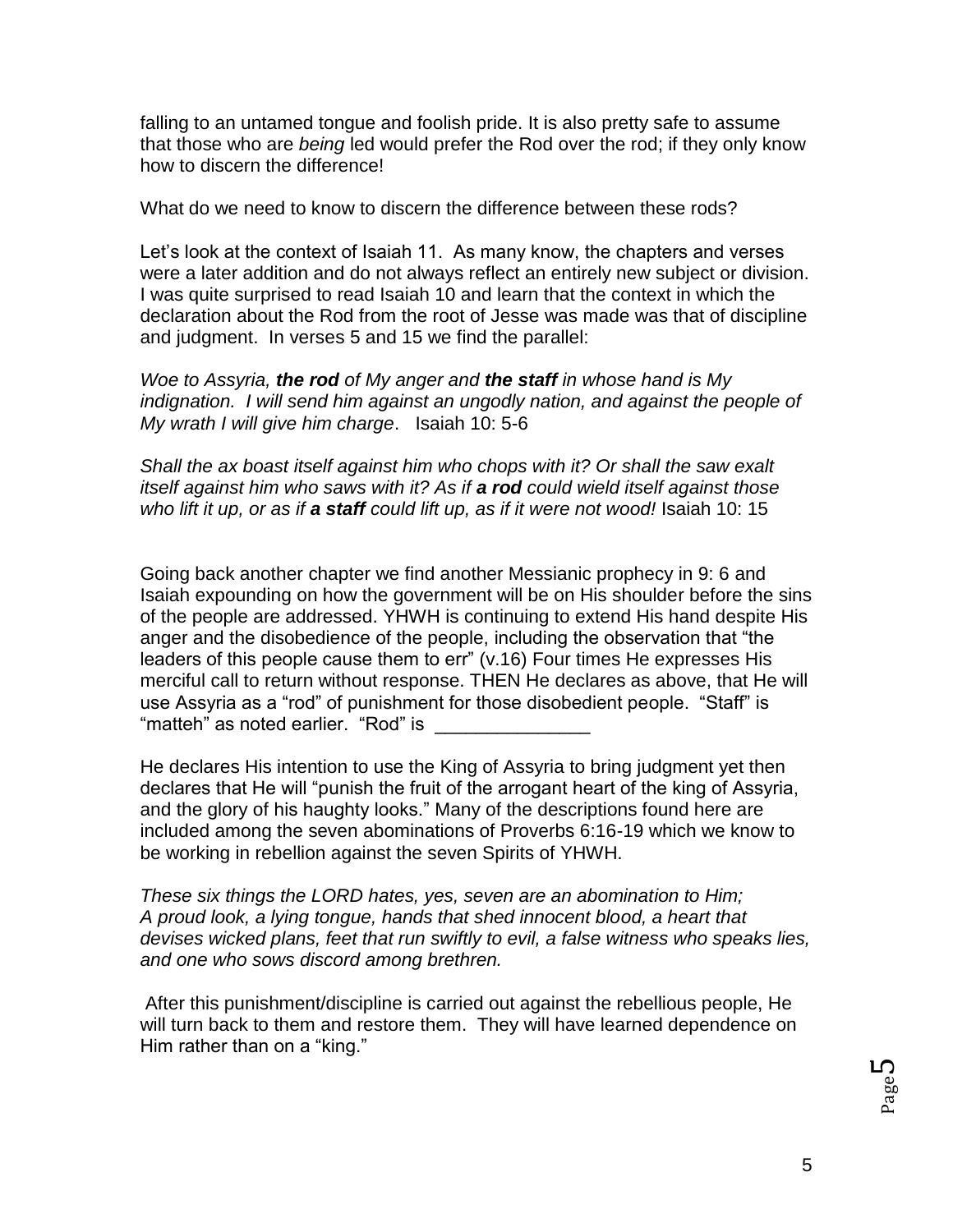falling to an untamed tongue and foolish pride. It is also pretty safe to assume that those who are *being* led would prefer the Rod over the rod; if they only know how to discern the difference!

What do we need to know to discern the difference between these rods?

Let's look at the context of Isaiah 11. As many know, the chapters and verses were a later addition and do not always reflect an entirely new subject or division. I was quite surprised to read Isaiah 10 and learn that the context in which the declaration about the Rod from the root of Jesse was made was that of discipline and judgment. In verses 5 and 15 we find the parallel:

*Woe to Assyria, **the rod** of My anger and **the staff** in whose hand is My indignation. I will send him against an ungodly nation, and against the people of My wrath I will give him charge*. Isaiah 10: 5-6

*Shall the ax boast itself against him who chops with it? Or shall the saw exalt itself against him who saws with it? As if **a rod** could wield itself against those who lift it up, or as if **a staff** could lift up, as if it were not wood!* Isaiah 10: 15

Going back another chapter we find another Messianic prophecy in 9: 6 and Isaiah expounding on how the government will be on His shoulder before the sins of the people are addressed. YHWH is continuing to extend His hand despite His anger and the disobedience of the people, including the observation that "the leaders of this people cause them to err" (v.16) Four times He expresses His merciful call to return without response. THEN He declares as above, that He will use Assyria as a "rod" of punishment for those disobedient people. "Staff" is "matteh" as noted earlier. "Rod" is _______________

He declares His intention to use the King of Assyria to bring judgment yet then declares that He will "punish the fruit of the arrogant heart of the king of Assyria, and the glory of his haughty looks." Many of the descriptions found here are included among the seven abominations of Proverbs 6:16-19 which we know to be working in rebellion against the seven Spirits of YHWH.

*These six things the LORD hates, yes, seven are an abomination to Him;*
*A proud look, a lying tongue, hands that shed innocent blood, a heart that devises wicked plans, feet that run swiftly to evil, a false witness who speaks lies, and one who sows discord among brethren.*

After this punishment/discipline is carried out against the rebellious people, He will turn back to them and restore them. They will have learned dependence on Him rather than on a "king."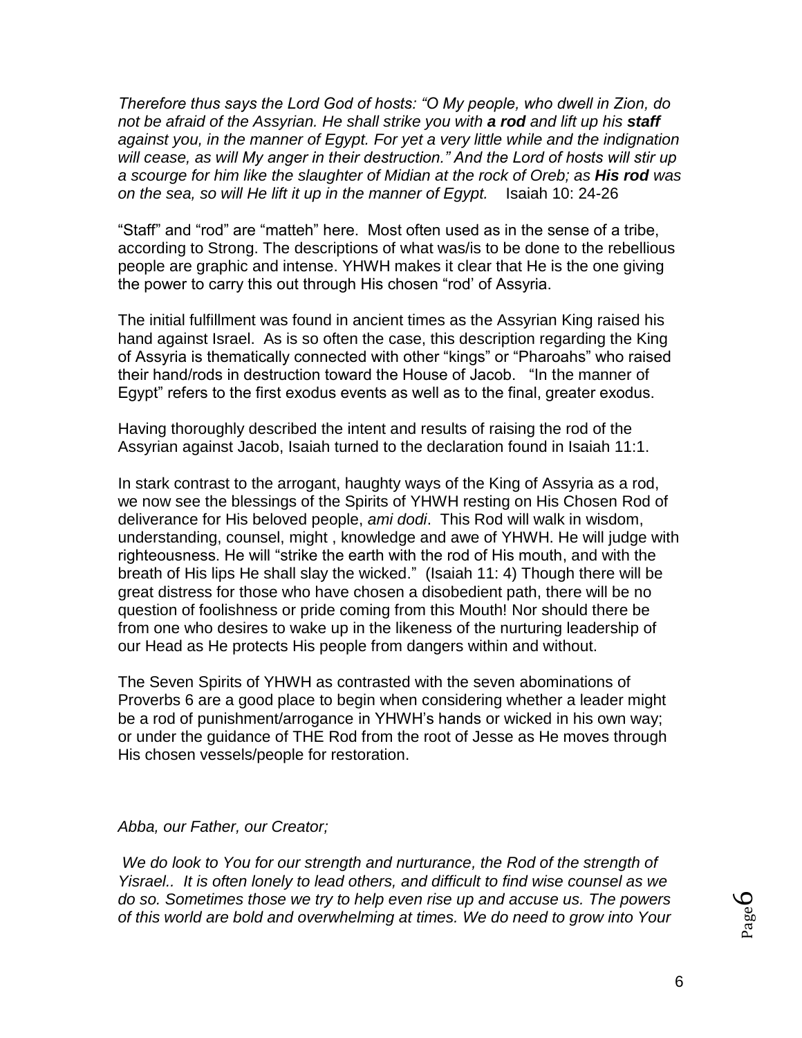*Therefore thus says the Lord God of hosts: "O My people, who dwell in Zion, do not be afraid of the Assyrian. He shall strike you with **a rod** and lift up his **staff** against you, in the manner of Egypt. For yet a very little while and the indignation will cease, as will My anger in their destruction." And the Lord of hosts will stir up a scourge for him like the slaughter of Midian at the rock of Oreb; as **His rod** was on the sea, so will He lift it up in the manner of Egypt.* Isaiah 10: 24-26

"Staff" and "rod" are "matteh" here. Most often used as in the sense of a tribe, according to Strong. The descriptions of what was/is to be done to the rebellious people are graphic and intense. YHWH makes it clear that He is the one giving the power to carry this out through His chosen "rod' of Assyria.

The initial fulfillment was found in ancient times as the Assyrian King raised his hand against Israel. As is so often the case, this description regarding the King of Assyria is thematically connected with other "kings" or "Pharoahs" who raised their hand/rods in destruction toward the House of Jacob. "In the manner of Egypt" refers to the first exodus events as well as to the final, greater exodus.

Having thoroughly described the intent and results of raising the rod of the Assyrian against Jacob, Isaiah turned to the declaration found in Isaiah 11:1.

In stark contrast to the arrogant, haughty ways of the King of Assyria as a rod, we now see the blessings of the Spirits of YHWH resting on His Chosen Rod of deliverance for His beloved people, *ami dodi*. This Rod will walk in wisdom, understanding, counsel, might , knowledge and awe of YHWH. He will judge with righteousness. He will "strike the earth with the rod of His mouth, and with the breath of His lips He shall slay the wicked." (Isaiah 11: 4) Though there will be great distress for those who have chosen a disobedient path, there will be no question of foolishness or pride coming from this Mouth! Nor should there be from one who desires to wake up in the likeness of the nurturing leadership of our Head as He protects His people from dangers within and without.

The Seven Spirits of YHWH as contrasted with the seven abominations of Proverbs 6 are a good place to begin when considering whether a leader might be a rod of punishment/arrogance in YHWH's hands or wicked in his own way; or under the guidance of THE Rod from the root of Jesse as He moves through His chosen vessels/people for restoration.

*Abba, our Father, our Creator;*

*We do look to You for our strength and nurturance, the Rod of the strength of Yisrael.. It is often lonely to lead others, and difficult to find wise counsel as we do so. Sometimes those we try to help even rise up and accuse us. The powers of this world are bold and overwhelming at times. We do need to grow into Your*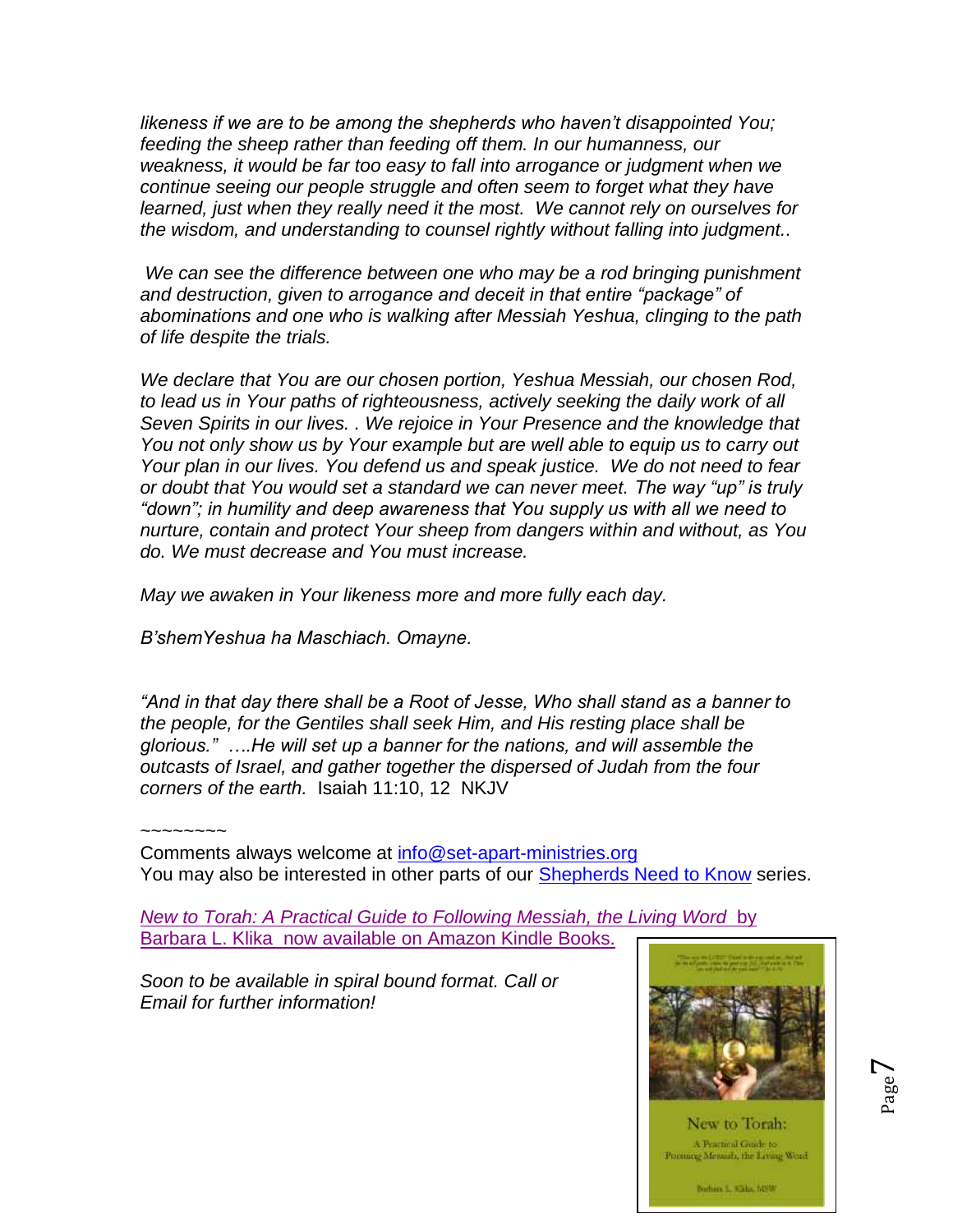*likeness if we are to be among the shepherds who haven't disappointed You; feeding the sheep rather than feeding off them. In our humanness, our weakness, it would be far too easy to fall into arrogance or judgment when we continue seeing our people struggle and often seem to forget what they have learned, just when they really need it the most. We cannot rely on ourselves for the wisdom, and understanding to counsel rightly without falling into judgment..*

*We can see the difference between one who may be a rod bringing punishment and destruction, given to arrogance and deceit in that entire "package" of abominations and one who is walking after Messiah Yeshua, clinging to the path of life despite the trials.*

*We declare that You are our chosen portion, Yeshua Messiah, our chosen Rod, to lead us in Your paths of righteousness, actively seeking the daily work of all Seven Spirits in our lives. . We rejoice in Your Presence and the knowledge that You not only show us by Your example but are well able to equip us to carry out Your plan in our lives. You defend us and speak justice. We do not need to fear or doubt that You would set a standard we can never meet. The way "up" is truly "down"; in humility and deep awareness that You supply us with all we need to nurture, contain and protect Your sheep from dangers within and without, as You do. We must decrease and You must increase.*

*May we awaken in Your likeness more and more fully each day.*

*B'shemYeshua ha Maschiach. Omayne.*

*"And in that day there shall be a Root of Jesse, Who shall stand as a banner to the people, for the Gentiles shall seek Him, and His resting place shall be glorious." ….He will set up a banner for the nations, and will assemble the outcasts of Israel, and gather together the dispersed of Judah from the four corners of the earth.* Isaiah 11:10, 12 NKJV

~~~~~~~~

Comments always welcome at info@set-apart-ministries.org
You may also be interested in other parts of our Shepherds Need to Know series.

*New to Torah: A Practical Guide to Following Messiah, the Living Word* by Barbara L. Klika now available on Amazon Kindle Books.

*Soon to be available in spiral bound format. Call or Email for further information!*